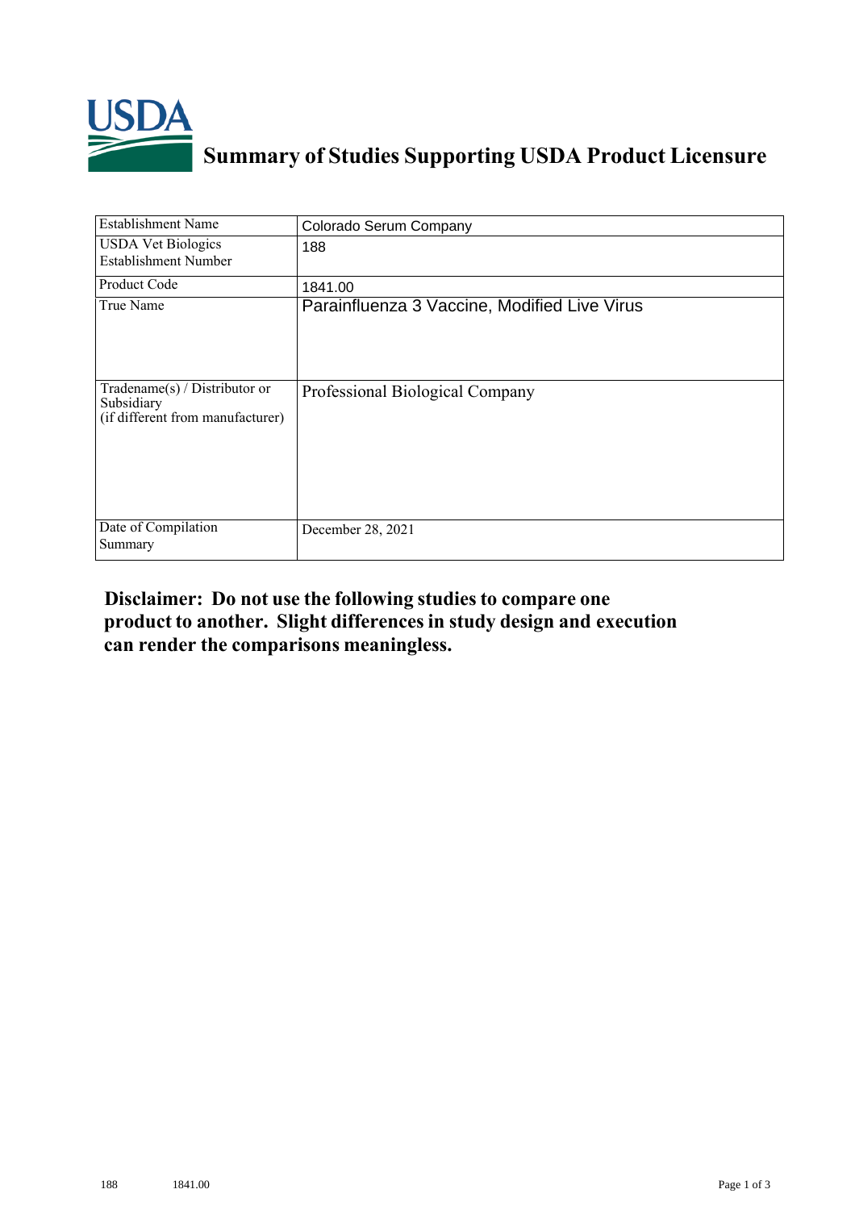# Summary of Studies Supporting USDA Product Licensure

| Establishment Name | Colorado Serum Company |
|---|---|
| USDA Vet Biologics Establishment Number | 188 |
| Product Code | 1841.00 |
| True Name | Parainfluenza 3 Vaccine, Modified Live Virus |
| Tradename(s) / Distributor or Subsidiary (if different from manufacturer) | Professional Biological Company |
| Date of Compilation Summary | December 28, 2021 |

**Disclaimer: Do not use the following studies to compare one product to another. Slight differences in study design and execution can render the comparisons meaningless.**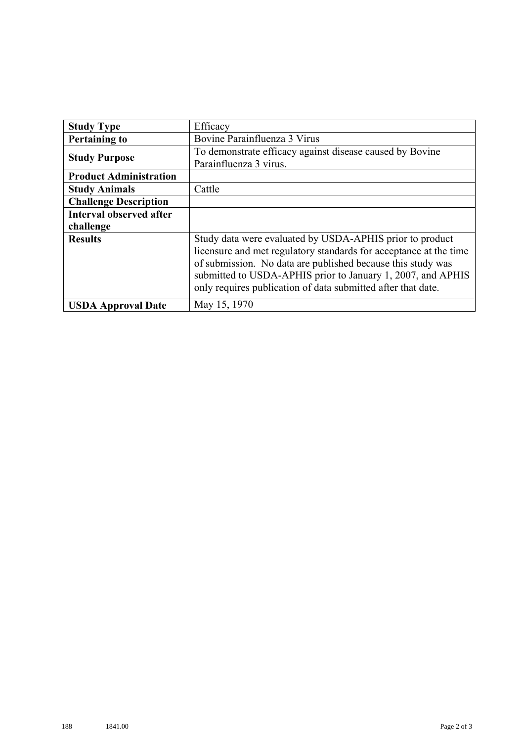| Study Type | Efficacy |
|---|---|
| **Pertaining to** | Bovine Parainfluenza 3 Virus |
| **Study Purpose** | To demonstrate efficacy against disease caused by Bovine Parainfluenza 3 virus. |
| **Product Administration** | |
| **Study Animals** | Cattle |
| **Challenge Description** | |
| **Interval observed after challenge** | |
| **Results** | Study data were evaluated by USDA-APHIS prior to product licensure and met regulatory standards for acceptance at the time of submission. No data are published because this study was submitted to USDA-APHIS prior to January 1, 2007, and APHIS only requires publication of data submitted after that date. |
| **USDA Approval Date** | May 15, 1970 |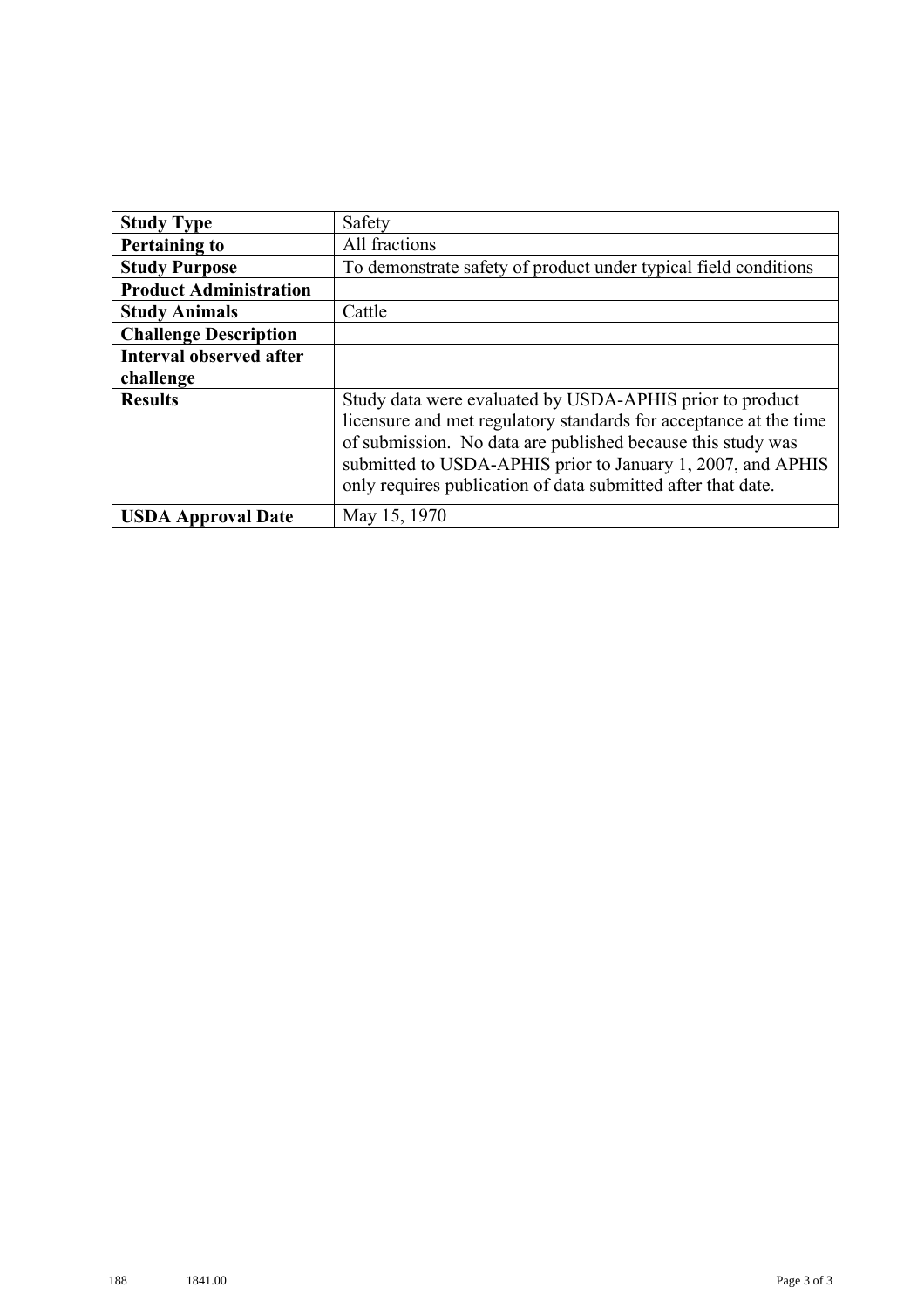| | |
|---|---|
| **Study Type** | Safety |
| **Pertaining to** | All fractions |
| **Study Purpose** | To demonstrate safety of product under typical field conditions |
| **Product Administration** | |
| **Study Animals** | Cattle |
| **Challenge Description** | |
| **Interval observed after challenge** | |
| **Results** | Study data were evaluated by USDA-APHIS prior to product licensure and met regulatory standards for acceptance at the time of submission. No data are published because this study was submitted to USDA-APHIS prior to January 1, 2007, and APHIS only requires publication of data submitted after that date. |
| **USDA Approval Date** | May 15, 1970 |